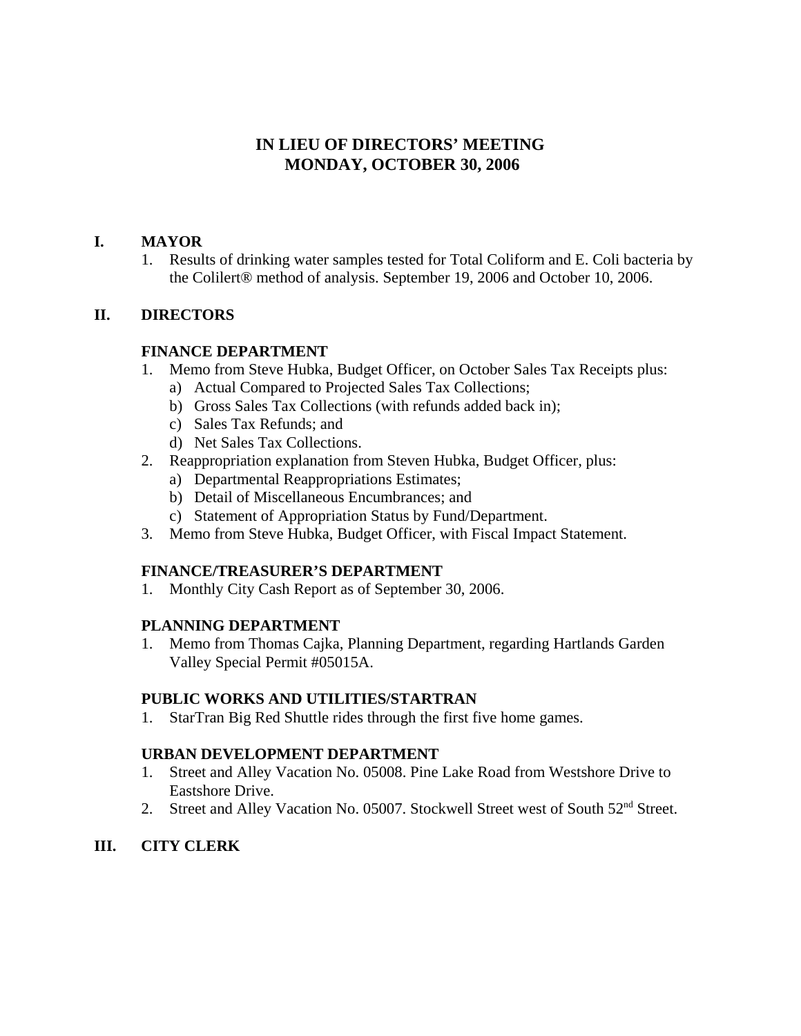# IN LIEU OF DIRECTORS' MEETING
# MONDAY, OCTOBER 30, 2006

## I. MAYOR

1. Results of drinking water samples tested for Total Coliform and E. Coli bacteria by the Colilert® method of analysis. September 19, 2006 and October 10, 2006.

## II. DIRECTORS

### FINANCE DEPARTMENT

1. Memo from Steve Hubka, Budget Officer, on October Sales Tax Receipts plus:
   a) Actual Compared to Projected Sales Tax Collections;
   b) Gross Sales Tax Collections (with refunds added back in);
   c) Sales Tax Refunds; and
   d) Net Sales Tax Collections.
2. Reappropriation explanation from Steven Hubka, Budget Officer, plus:
   a) Departmental Reappropriations Estimates;
   b) Detail of Miscellaneous Encumbrances; and
   c) Statement of Appropriation Status by Fund/Department.
3. Memo from Steve Hubka, Budget Officer, with Fiscal Impact Statement.

### FINANCE/TREASURER'S DEPARTMENT

1. Monthly City Cash Report as of September 30, 2006.

### PLANNING DEPARTMENT

1. Memo from Thomas Cajka, Planning Department, regarding Hartlands Garden Valley Special Permit #05015A.

### PUBLIC WORKS AND UTILITIES/STARTRAN

1. StarTran Big Red Shuttle rides through the first five home games.

### URBAN DEVELOPMENT DEPARTMENT

1. Street and Alley Vacation No. 05008. Pine Lake Road from Westshore Drive to Eastshore Drive.
2. Street and Alley Vacation No. 05007. Stockwell Street west of South 52nd Street.

## III. CITY CLERK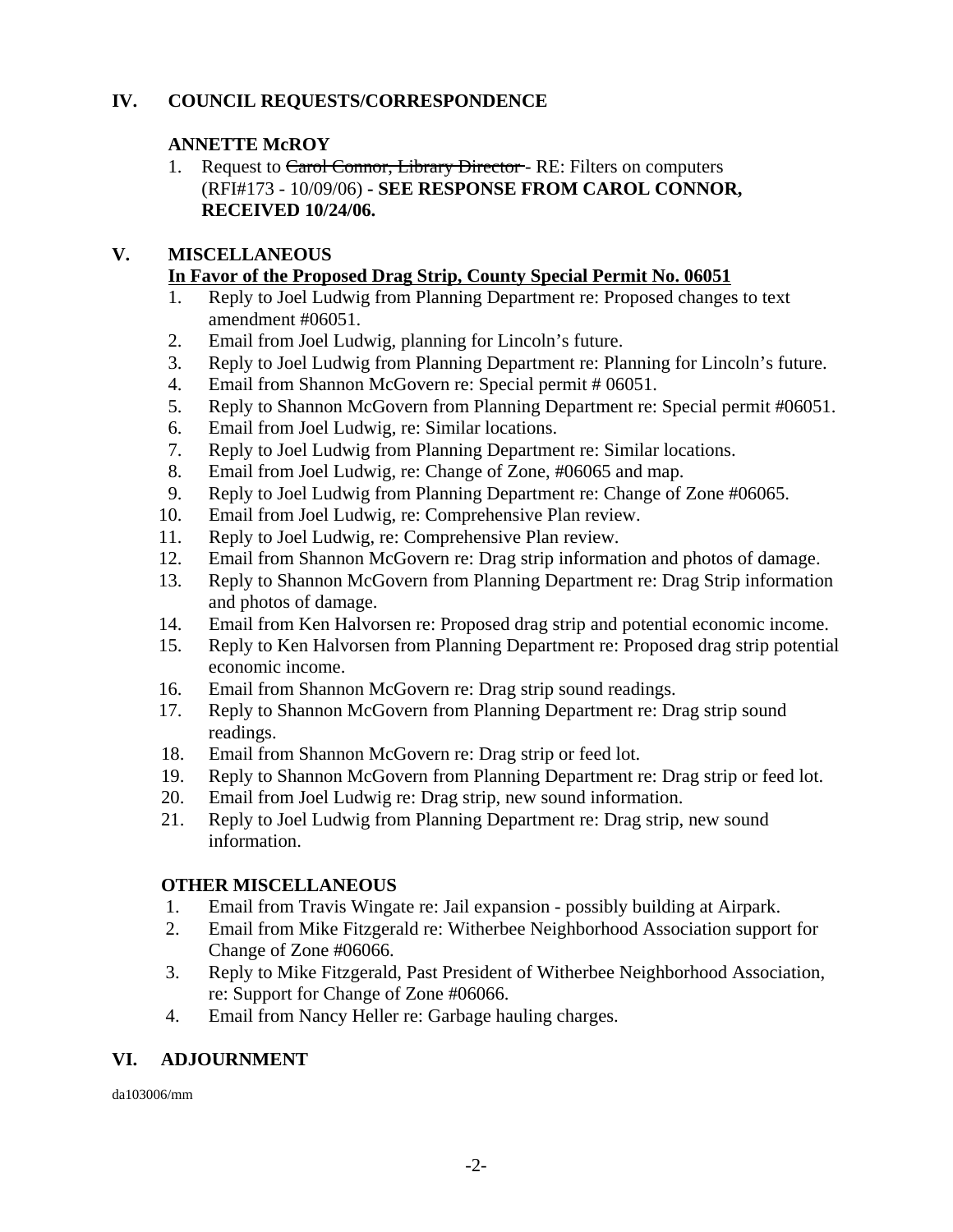## IV. COUNCIL REQUESTS/CORRESPONDENCE

**ANNETTE McROY**

1. Request to ~~Carol Connor, Library Director~~ - RE: Filters on computers (RFI#173 - 10/09/06) **- SEE RESPONSE FROM CAROL CONNOR, RECEIVED 10/24/06.**

## V. MISCELLANEOUS

**In Favor of the Proposed Drag Strip, County Special Permit No. 06051**

1. Reply to Joel Ludwig from Planning Department re: Proposed changes to text amendment #06051.
2. Email from Joel Ludwig, planning for Lincoln's future.
3. Reply to Joel Ludwig from Planning Department re: Planning for Lincoln's future.
4. Email from Shannon McGovern re: Special permit # 06051.
5. Reply to Shannon McGovern from Planning Department re: Special permit #06051.
6. Email from Joel Ludwig, re: Similar locations.
7. Reply to Joel Ludwig from Planning Department re: Similar locations.
8. Email from Joel Ludwig, re: Change of Zone, #06065 and map.
9. Reply to Joel Ludwig from Planning Department re: Change of Zone #06065.
10. Email from Joel Ludwig, re: Comprehensive Plan review.
11. Reply to Joel Ludwig, re: Comprehensive Plan review.
12. Email from Shannon McGovern re: Drag strip information and photos of damage.
13. Reply to Shannon McGovern from Planning Department re: Drag Strip information and photos of damage.
14. Email from Ken Halvorsen re: Proposed drag strip and potential economic income.
15. Reply to Ken Halvorsen from Planning Department re: Proposed drag strip potential economic income.
16. Email from Shannon McGovern re: Drag strip sound readings.
17. Reply to Shannon McGovern from Planning Department re: Drag strip sound readings.
18. Email from Shannon McGovern re: Drag strip or feed lot.
19. Reply to Shannon McGovern from Planning Department re: Drag strip or feed lot.
20. Email from Joel Ludwig re: Drag strip, new sound information.
21. Reply to Joel Ludwig from Planning Department re: Drag strip, new sound information.

**OTHER MISCELLANEOUS**

1. Email from Travis Wingate re: Jail expansion - possibly building at Airpark.
2. Email from Mike Fitzgerald re: Witherbee Neighborhood Association support for Change of Zone #06066.
3. Reply to Mike Fitzgerald, Past President of Witherbee Neighborhood Association, re: Support for Change of Zone #06066.
4. Email from Nancy Heller re: Garbage hauling charges.

## VI. ADJOURNMENT

da103006/mm